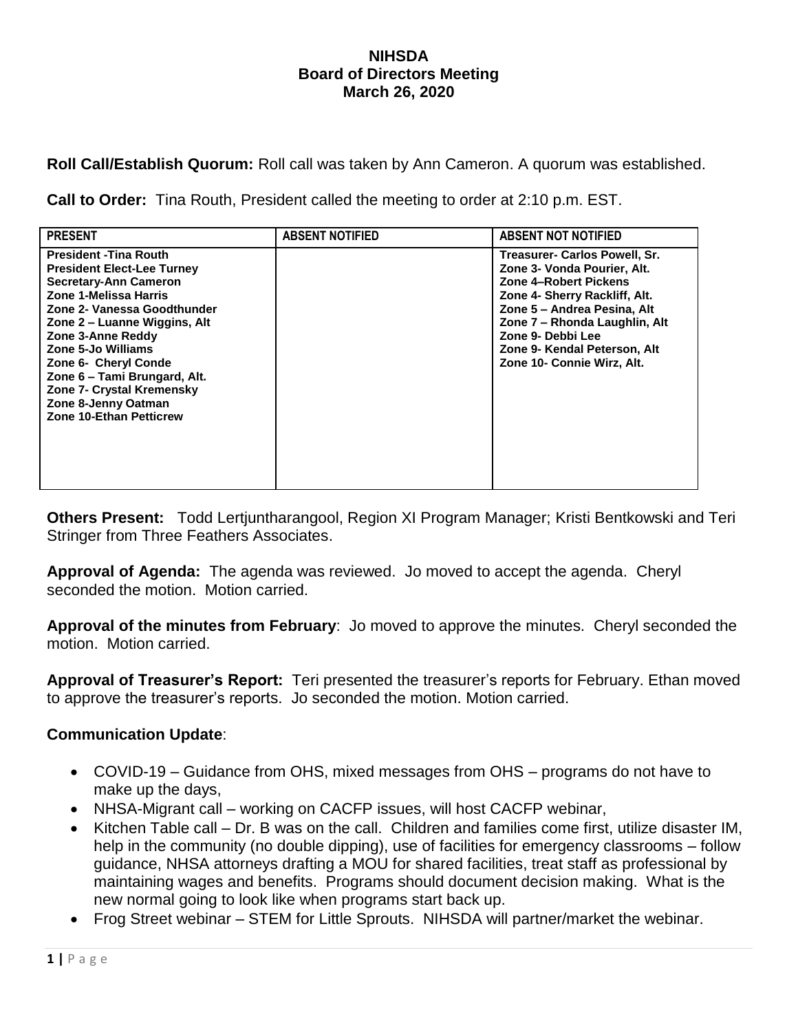# NIHSDA
## Board of Directors Meeting
### March 26, 2020

**Roll Call/Establish Quorum:** Roll call was taken by Ann Cameron. A quorum was established.

**Call to Order:** Tina Routh, President called the meeting to order at 2:10 p.m. EST.

| PRESENT | ABSENT NOTIFIED | ABSENT NOT NOTIFIED |
|---|---|---|
| **President -Tina Routh**<br>**President Elect-Lee Turney**<br>**Secretary-Ann Cameron**<br>**Zone 1-Melissa Harris**<br>**Zone 2- Vanessa Goodthunder**<br>**Zone 2 – Luanne Wiggins, Alt**<br>**Zone 3-Anne Reddy**<br>**Zone 5-Jo Williams**<br>**Zone 6- Cheryl Conde**<br>**Zone 6 – Tami Brungard, Alt.**<br>**Zone 7- Crystal Kremensky**<br>**Zone 8-Jenny Oatman**<br>**Zone 10-Ethan Petticrew** | | **Treasurer- Carlos Powell, Sr.**<br>**Zone 3- Vonda Pourier, Alt.**<br>**Zone 4–Robert Pickens**<br>**Zone 4- Sherry Rackliff, Alt.**<br>**Zone 5 – Andrea Pesina, Alt**<br>**Zone 7 – Rhonda Laughlin, Alt**<br>**Zone 9- Debbi Lee**<br>**Zone 9- Kendal Peterson, Alt**<br>**Zone 10- Connie Wirz, Alt.** |

**Others Present:** Todd Lertjuntharangool, Region XI Program Manager; Kristi Bentkowski and Teri Stringer from Three Feathers Associates.

**Approval of Agenda:** The agenda was reviewed. Jo moved to accept the agenda. Cheryl seconded the motion. Motion carried.

**Approval of the minutes from February**: Jo moved to approve the minutes. Cheryl seconded the motion. Motion carried.

**Approval of Treasurer's Report:** Teri presented the treasurer's reports for February. Ethan moved to approve the treasurer's reports. Jo seconded the motion. Motion carried.

**Communication Update**:

- COVID-19 – Guidance from OHS, mixed messages from OHS – programs do not have to make up the days,
- NHSA-Migrant call – working on CACFP issues, will host CACFP webinar,
- Kitchen Table call – Dr. B was on the call. Children and families come first, utilize disaster IM, help in the community (no double dipping), use of facilities for emergency classrooms – follow guidance, NHSA attorneys drafting a MOU for shared facilities, treat staff as professional by maintaining wages and benefits. Programs should document decision making. What is the new normal going to look like when programs start back up.
- Frog Street webinar – STEM for Little Sprouts. NIHSDA will partner/market the webinar.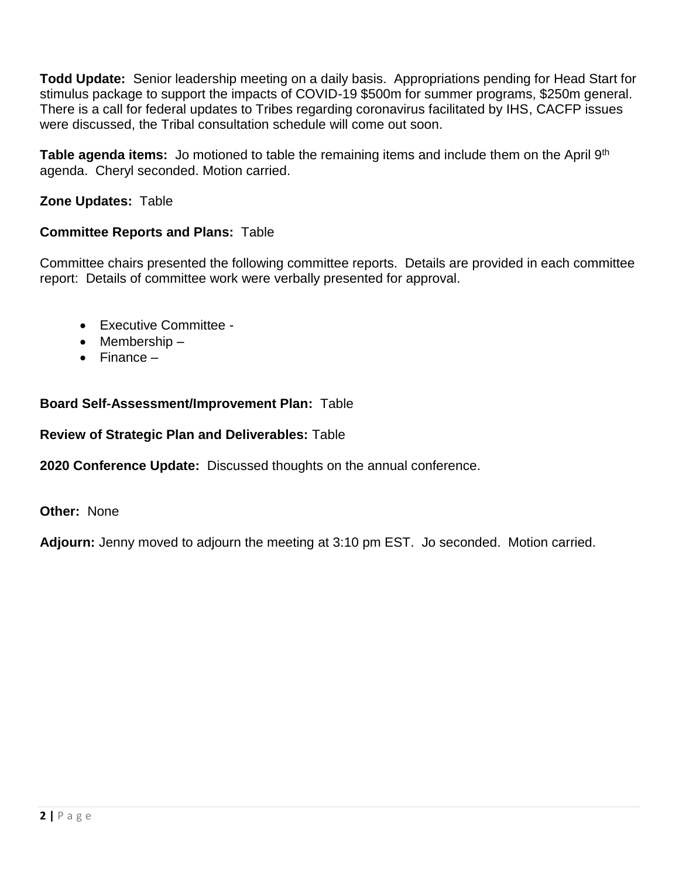**Todd Update:** Senior leadership meeting on a daily basis. Appropriations pending for Head Start for stimulus package to support the impacts of COVID-19 $500m for summer programs, $250m general. There is a call for federal updates to Tribes regarding coronavirus facilitated by IHS, CACFP issues were discussed, the Tribal consultation schedule will come out soon.

**Table agenda items:** Jo motioned to table the remaining items and include them on the April 9th agenda. Cheryl seconded. Motion carried.

**Zone Updates:** Table

**Committee Reports and Plans:** Table

Committee chairs presented the following committee reports. Details are provided in each committee report: Details of committee work were verbally presented for approval.

- Executive Committee -
- Membership –
- Finance –

**Board Self-Assessment/Improvement Plan:** Table

**Review of Strategic Plan and Deliverables:** Table

**2020 Conference Update:** Discussed thoughts on the annual conference.

**Other:** None

**Adjourn:** Jenny moved to adjourn the meeting at 3:10 pm EST. Jo seconded. Motion carried.